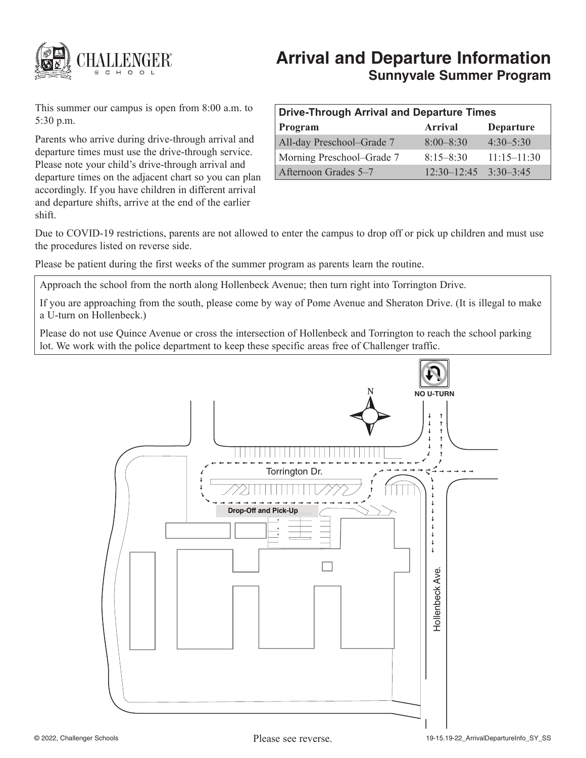# Arrival and Departure Information

## Sunnyvale Summer Program

This summer our campus is open from 8:00 a.m. to 5:30 p.m.

Parents who arrive during drive-through arrival and departure times must use the drive-through service. Please note your child's drive-through arrival and departure times on the adjacent chart so you can plan accordingly. If you have children in different arrival and departure shifts, arrive at the end of the earlier shift.

| Drive-Through Arrival and Departure Times | | |
|---|---|---|
| **Program** | **Arrival** | **Departure** |
| All-day Preschool–Grade 7 | 8:00–8:30 | 4:30–5:30 |
| Morning Preschool–Grade 7 | 8:15–8:30 | 11:15–11:30 |
| Afternoon Grades 5–7 | 12:30–12:45 | 3:30–3:45 |

Due to COVID-19 restrictions, parents are not allowed to enter the campus to drop off or pick up children and must use the procedures listed on reverse side.

Please be patient during the first weeks of the summer program as parents learn the routine.

Approach the school from the north along Hollenbeck Avenue; then turn right into Torrington Drive.

If you are approaching from the south, please come by way of Pome Avenue and Sheraton Drive. (It is illegal to make a U-turn on Hollenbeck.)

Please do not use Quince Avenue or cross the intersection of Hollenbeck and Torrington to reach the school parking lot. We work with the police department to keep these specific areas free of Challenger traffic.

NO U-TURN

N

Torrington Dr.

Drop-Off and Pick-Up

Hollenbeck Ave.

Please see reverse.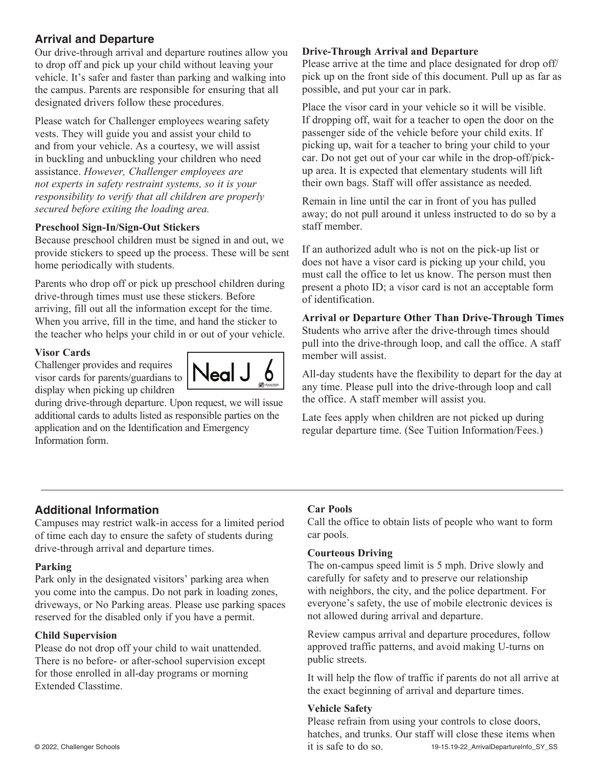## Arrival and Departure

Our drive-through arrival and departure routines allow you to drop off and pick up your child without leaving your vehicle. It's safer and faster than parking and walking into the campus. Parents are responsible for ensuring that all designated drivers follow these procedures.

Please watch for Challenger employees wearing safety vests. They will guide you and assist your child to and from your vehicle. As a courtesy, we will assist in buckling and unbuckling your children who need assistance. *However, Challenger employees are not experts in safety restraint systems, so it is your responsibility to verify that all children are properly secured before exiting the loading area.*

### Preschool Sign-In/Sign-Out Stickers

Because preschool children must be signed in and out, we provide stickers to speed up the process. These will be sent home periodically with students.

Parents who drop off or pick up preschool children during drive-through times must use these stickers. Before arriving, fill out all the information except for the time. When you arrive, fill in the time, and hand the sticker to the teacher who helps your child in or out of your vehicle.

### Visor Cards

Neal J 6

Challenger provides and requires visor cards for parents/guardians to display when picking up children during drive-through departure. Upon request, we will issue additional cards to adults listed as responsible parties on the application and on the Identification and Emergency Information form.

### Drive-Through Arrival and Departure

Please arrive at the time and place designated for drop off/pick up on the front side of this document. Pull up as far as possible, and put your car in park.

Place the visor card in your vehicle so it will be visible. If dropping off, wait for a teacher to open the door on the passenger side of the vehicle before your child exits. If picking up, wait for a teacher to bring your child to your car. Do not get out of your car while in the drop-off/pick-up area. It is expected that elementary students will lift their own bags. Staff will offer assistance as needed.

Remain in line until the car in front of you has pulled away; do not pull around it unless instructed to do so by a staff member.

If an authorized adult who is not on the pick-up list or does not have a visor card is picking up your child, you must call the office to let us know. The person must then present a photo ID; a visor card is not an acceptable form of identification.

### Arrival or Departure Other Than Drive-Through Times

Students who arrive after the drive-through times should pull into the drive-through loop, and call the office. A staff member will assist.

All-day students have the flexibility to depart for the day at any time. Please pull into the drive-through loop and call the office. A staff member will assist you.

Late fees apply when children are not picked up during regular departure time. (See Tuition Information/Fees.)

---

## Additional Information

Campuses may restrict walk-in access for a limited period of time each day to ensure the safety of students during drive-through arrival and departure times.

### Parking

Park only in the designated visitors' parking area when you come into the campus. Do not park in loading zones, driveways, or No Parking areas. Please use parking spaces reserved for the disabled only if you have a permit.

### Child Supervision

Please do not drop off your child to wait unattended. There is no before- or after-school supervision except for those enrolled in all-day programs or morning Extended Classtime.

### Car Pools

Call the office to obtain lists of people who want to form car pools.

### Courteous Driving

The on-campus speed limit is 5 mph. Drive slowly and carefully for safety and to preserve our relationship with neighbors, the city, and the police department. For everyone's safety, the use of mobile electronic devices is not allowed during arrival and departure.

Review campus arrival and departure procedures, follow approved traffic patterns, and avoid making U-turns on public streets.

It will help the flow of traffic if parents do not all arrive at the exact beginning of arrival and departure times.

### Vehicle Safety

Please refrain from using your controls to close doors, hatches, and trunks. Our staff will close these items when it is safe to do so.

© 2022, Challenger Schools

19-15.19-22_ArrivalDepartureInfo_SY_SS